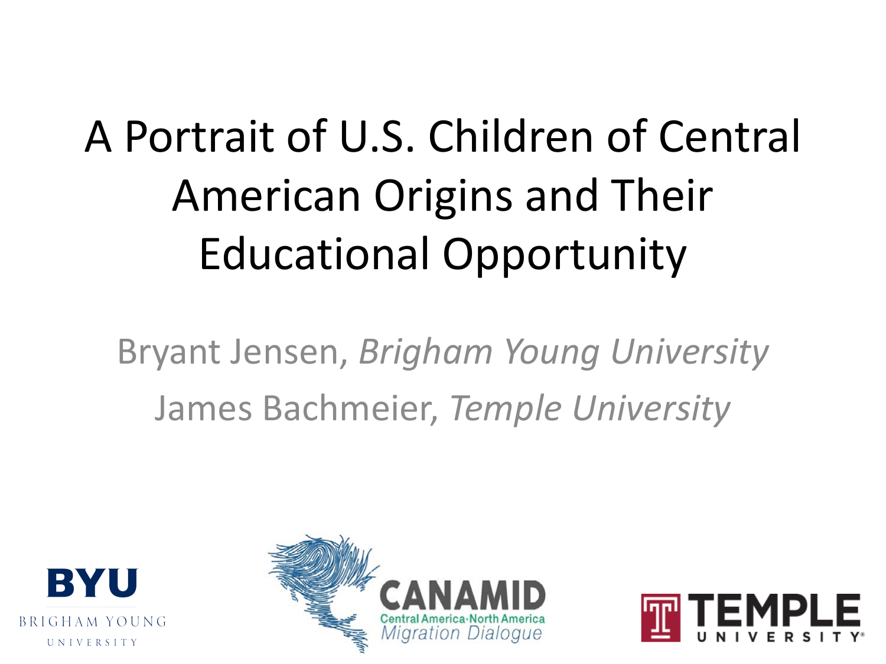# A Portrait of U.S. Children of Central American Origins and Their Educational Opportunity

Bryant Jensen, *Brigham Young University*

James Bachmeier, *Temple University*

BYU
BRIGHAM YOUNG UNIVERSITY

CANAMID
Central America·North America
Migration Dialogue

TEMPLE UNIVERSITY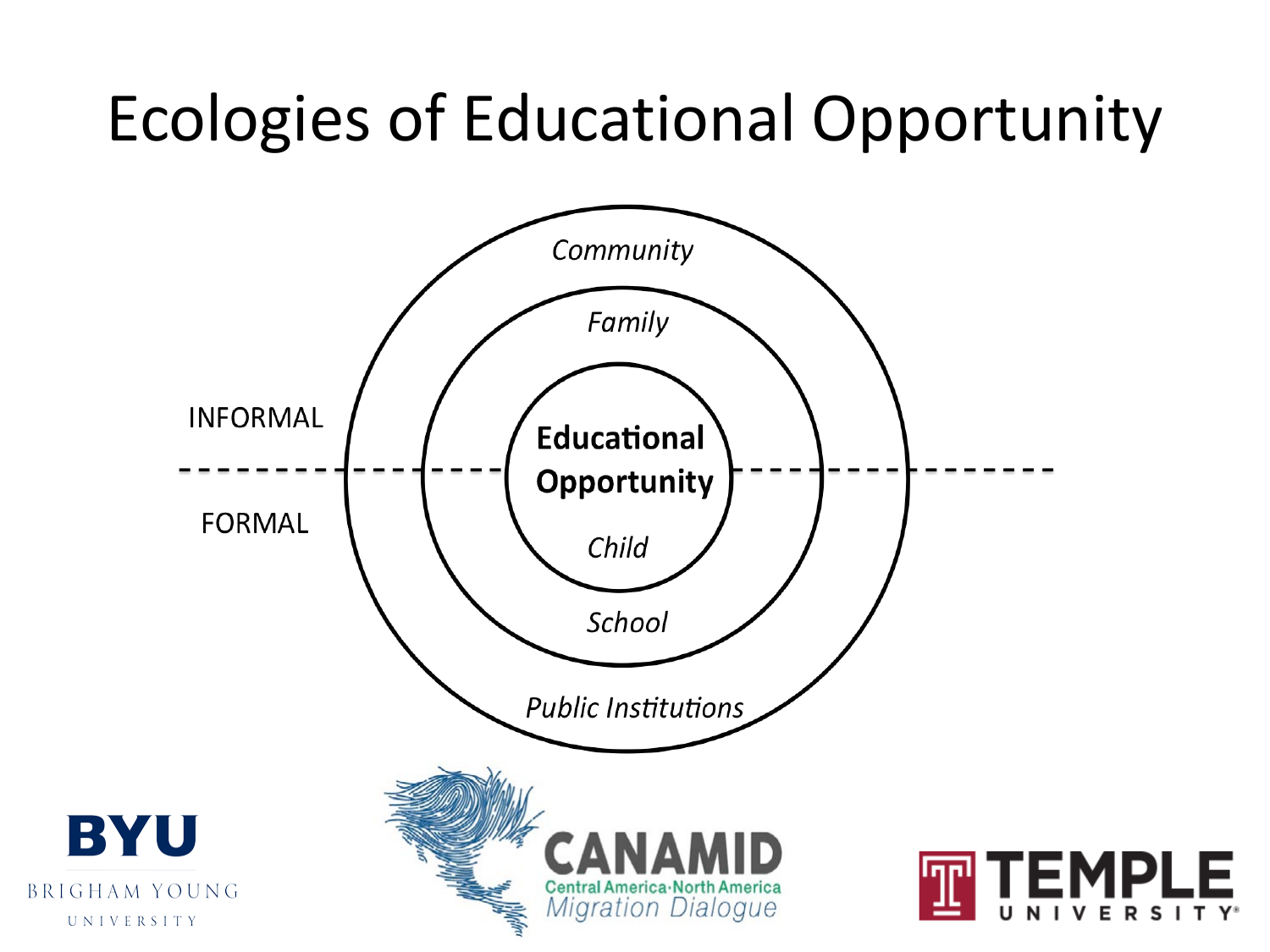# Ecologies of Educational Opportunity

INFORMAL

FORMAL

*Community*

*Family*

**Educational Opportunity**

*Child*

*School*

*Public Institutions*

BYU BRIGHAM YOUNG UNIVERSITY

CANAMID Central America·North America Migration Dialogue

TEMPLE UNIVERSITY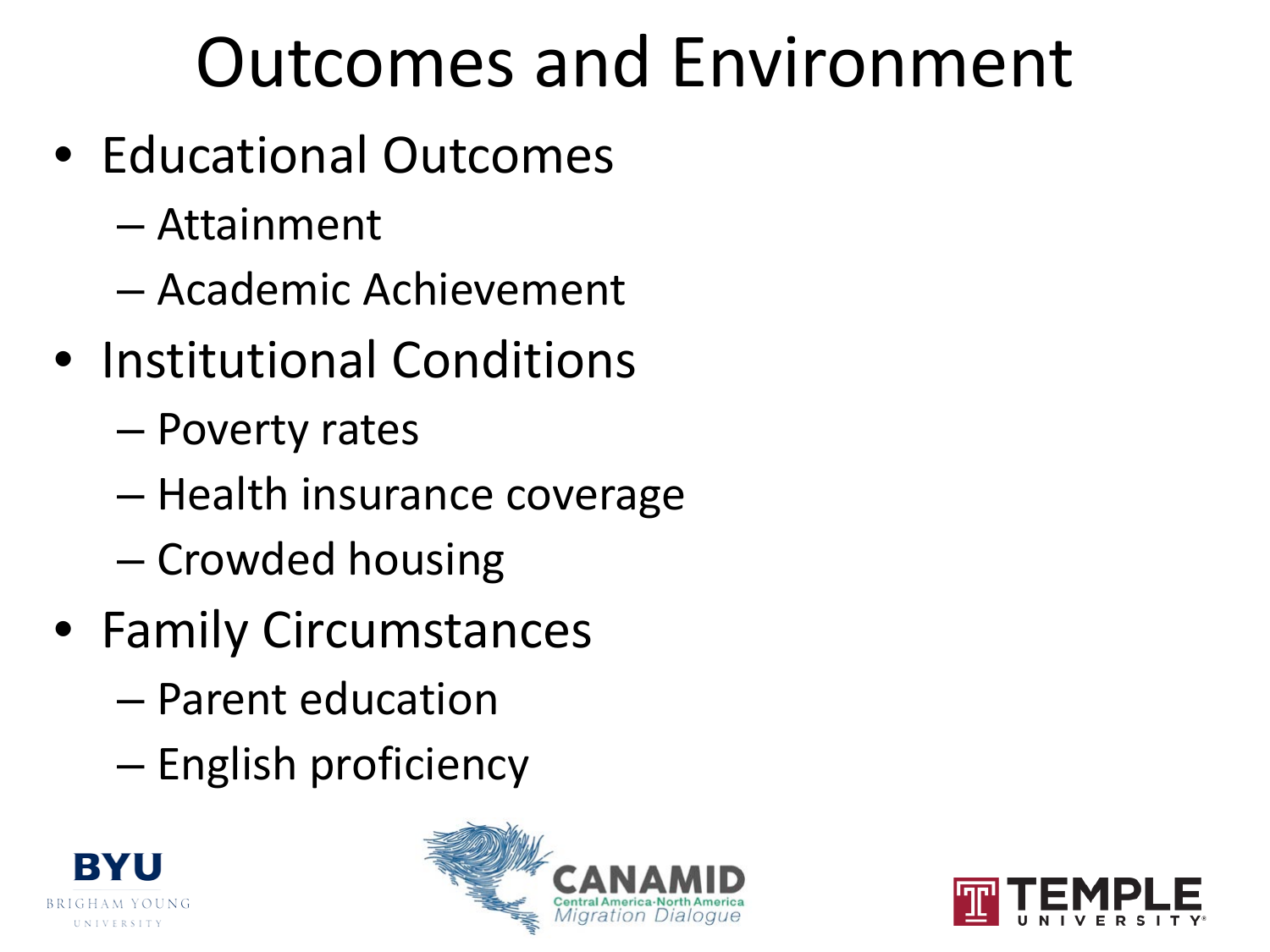# Outcomes and Environment

- Educational Outcomes
  - Attainment
  - Academic Achievement
- Institutional Conditions
  - Poverty rates
  - Health insurance coverage
  - Crowded housing
- Family Circumstances
  - Parent education
  - English proficiency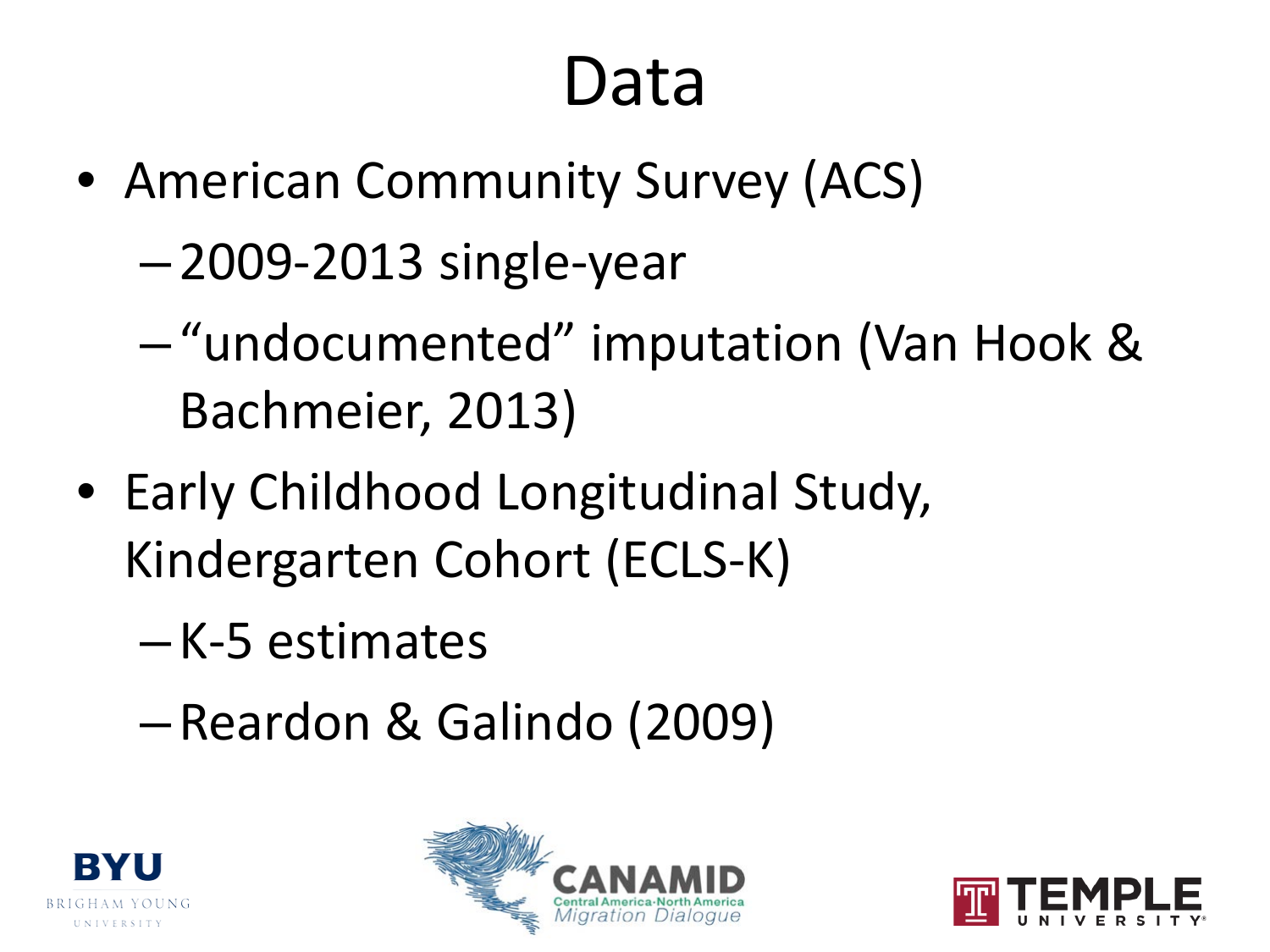# Data

- American Community Survey (ACS)
  - 2009-2013 single-year
  - "undocumented" imputation (Van Hook & Bachmeier, 2013)
- Early Childhood Longitudinal Study, Kindergarten Cohort (ECLS-K)
  - K-5 estimates
  - Reardon & Galindo (2009)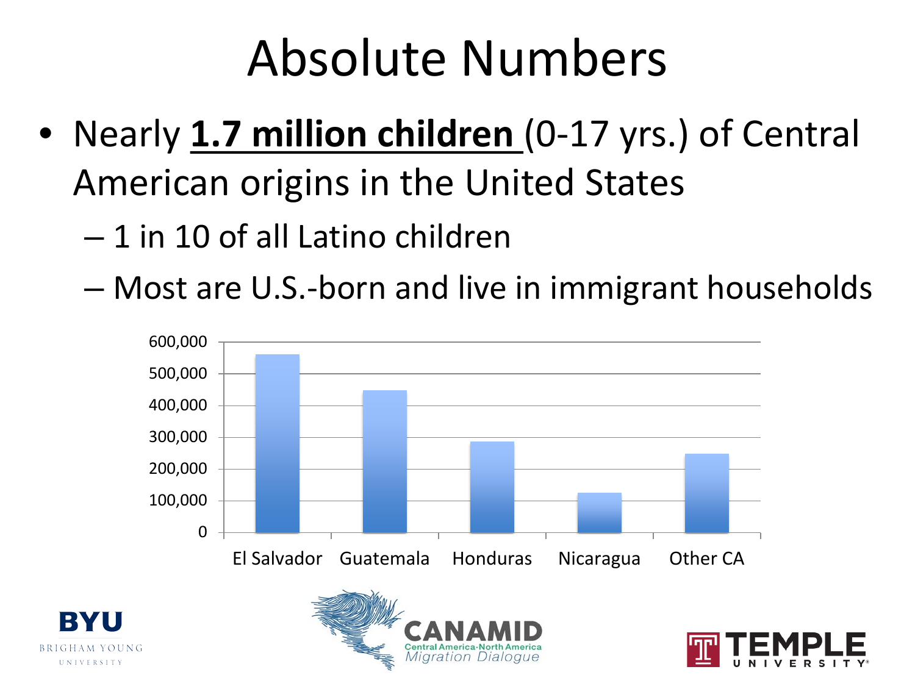# Absolute Numbers

- Nearly **1.7 million children** (0-17 yrs.) of Central American origins in the United States
  - 1 in 10 of all Latino children
  - Most are U.S.-born and live in immigrant households

600,000
500,000
400,000
300,000
200,000
100,000
0

El Salvador | Guatemala | Honduras | Nicaragua | Other CA

BYU BRIGHAM YOUNG UNIVERSITY

CANAMID Central America-North America Migration Dialogue

TEMPLE UNIVERSITY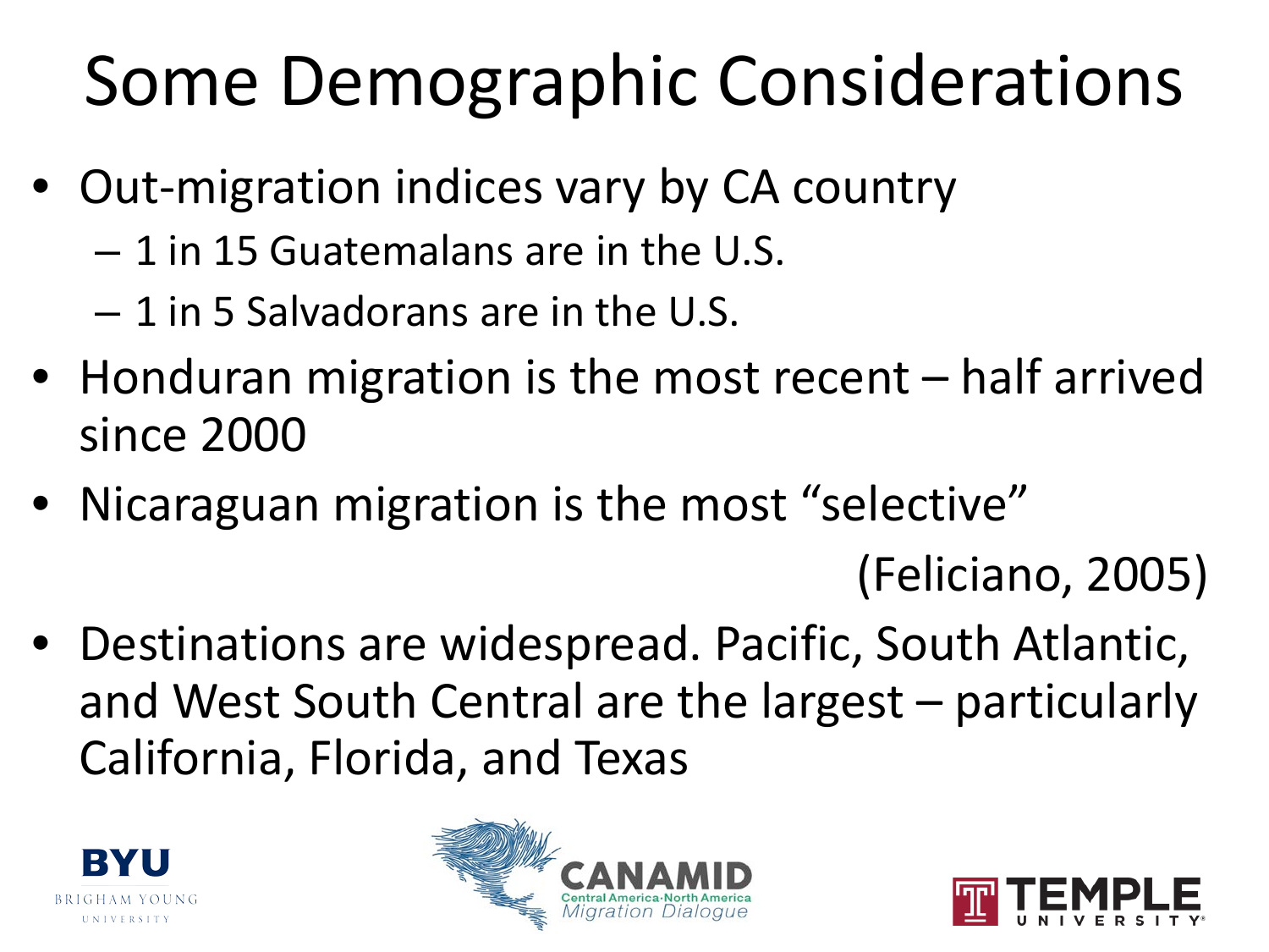# Some Demographic Considerations

- Out-migration indices vary by CA country
  - 1 in 15 Guatemalans are in the U.S.
  - 1 in 5 Salvadorans are in the U.S.
- Honduran migration is the most recent – half arrived since 2000
- Nicaraguan migration is the most "selective"

(Feliciano, 2005)

- Destinations are widespread. Pacific, South Atlantic, and West South Central are the largest – particularly California, Florida, and Texas

BYU BRIGHAM YOUNG UNIVERSITY

CANAMID Central America-North America Migration Dialogue

TEMPLE UNIVERSITY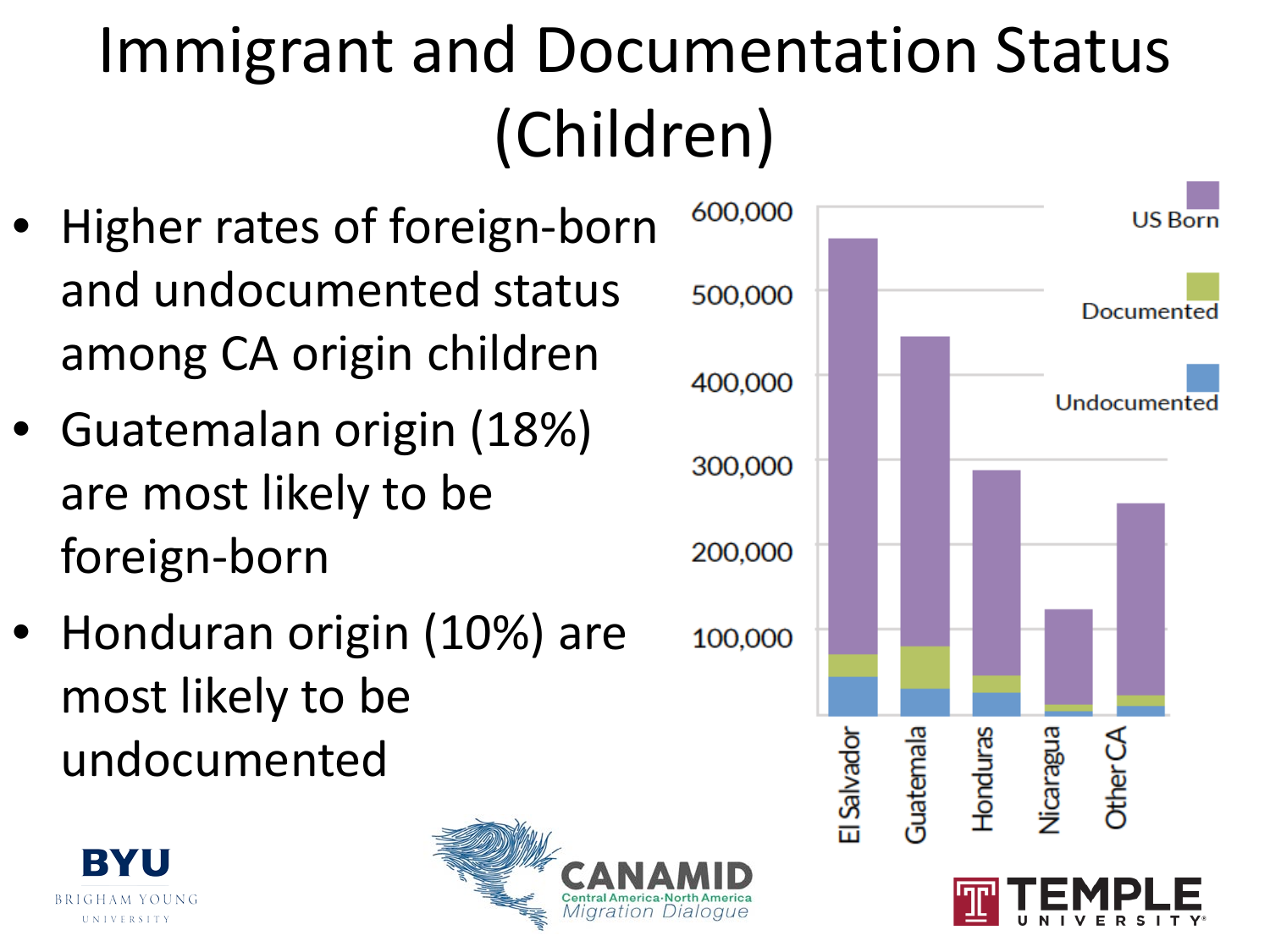# Immigrant and Documentation Status (Children)

- Higher rates of foreign-born and undocumented status among CA origin children
- Guatemalan origin (18%) are most likely to be foreign-born
- Honduran origin (10%) are most likely to be undocumented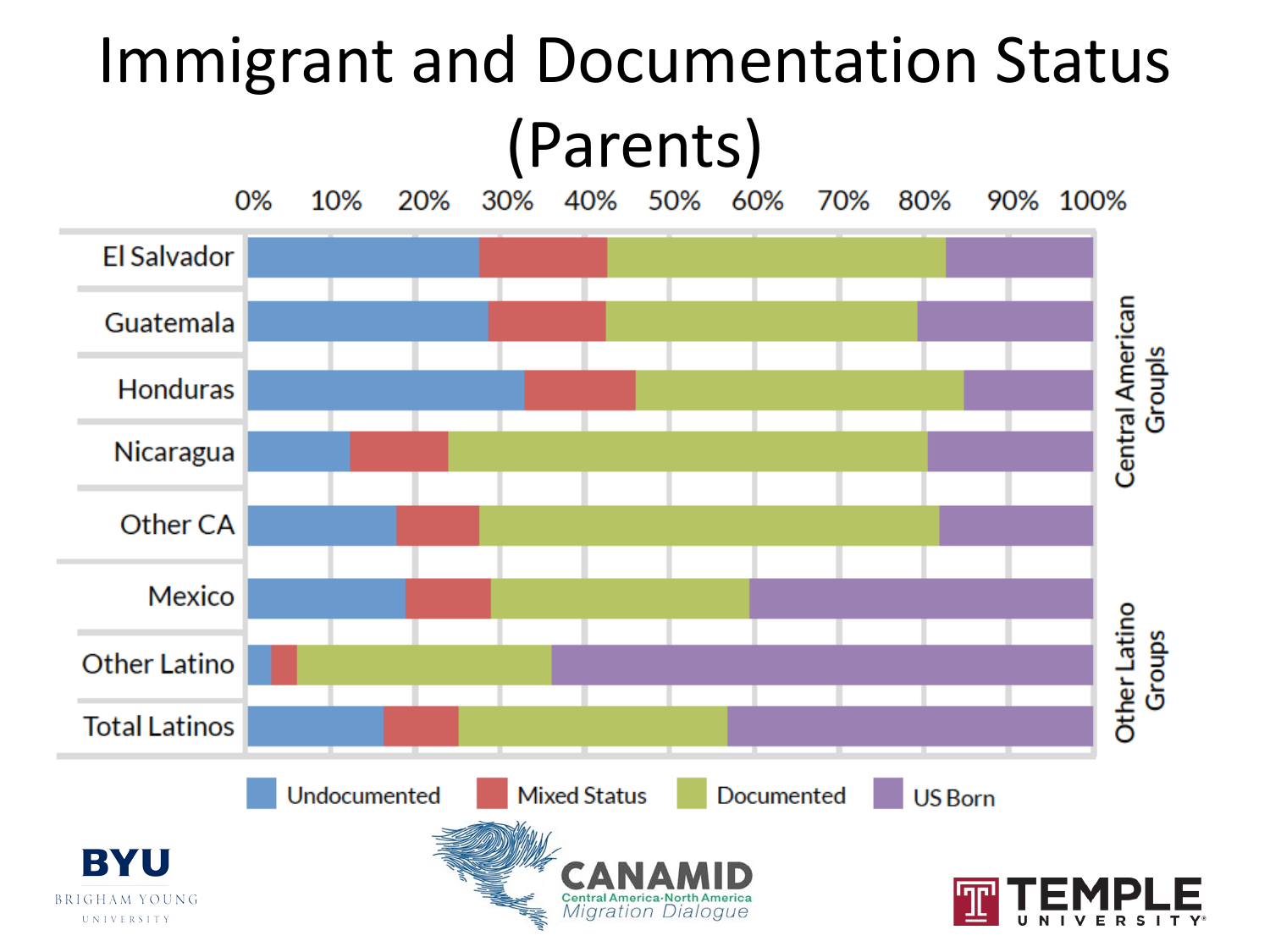# Immigrant and Documentation Status (Parents)

0% 10% 20% 30% 40% 50% 60% 70% 80% 90% 100%

Central American Groupls: El Salvador, Guatemala, Honduras, Nicaragua, Other CA

Other Latino Groups: Mexico, Other Latino, Total Latinos

Undocumented | Mixed Status | Documented | US Born

BYU BRIGHAM YOUNG UNIVERSITY

CANAMID Central America·North America Migration Dialogue

TEMPLE UNIVERSITY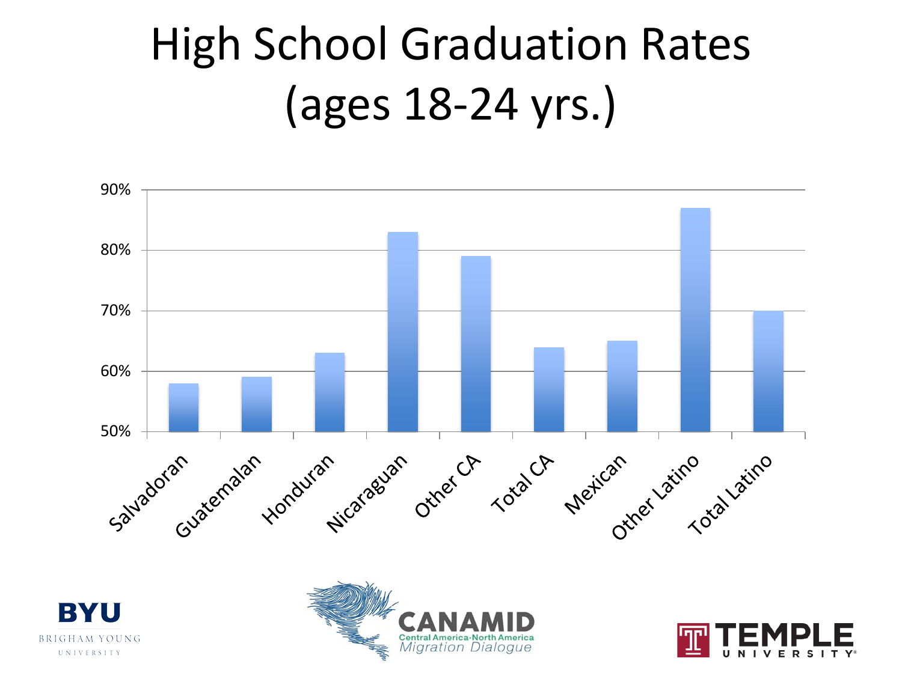# High School Graduation Rates (ages 18-24 yrs.)

| Group | Graduation Rate |
|---|---|
| Salvadoran | 58% |
| Guatemalan | 59% |
| Honduran | 63% |
| Nicaraguan | 83% |
| Other CA | 79% |
| Total CA | 64% |
| Mexican | 65% |
| Other Latino | 87% |
| Total Latino | 70% |

BYU BRIGHAM YOUNG UNIVERSITY

CANAMID Central America-North America Migration Dialogue

TEMPLE UNIVERSITY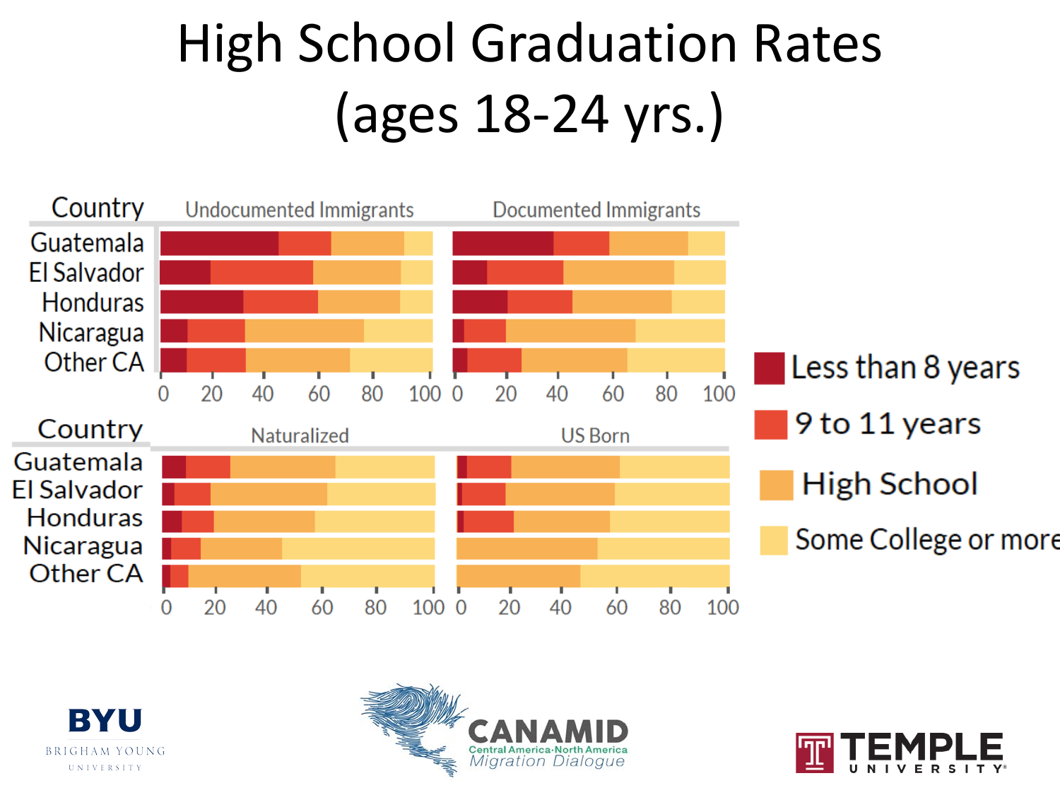# High School Graduation Rates (ages 18-24 yrs.)

Country — Undocumented Immigrants / Documented Immigrants

Guatemala, El Salvador, Honduras, Nicaragua, Other CA

0 20 40 60 80 100

Country — Naturalized / US Born

Guatemala, El Salvador, Honduras, Nicaragua, Other CA

0 20 40 60 80 100

- Less than 8 years
- 9 to 11 years
- High School
- Some College or more

BYU BRIGHAM YOUNG UNIVERSITY

CANAMID Central America-North America Migration Dialogue

TEMPLE UNIVERSITY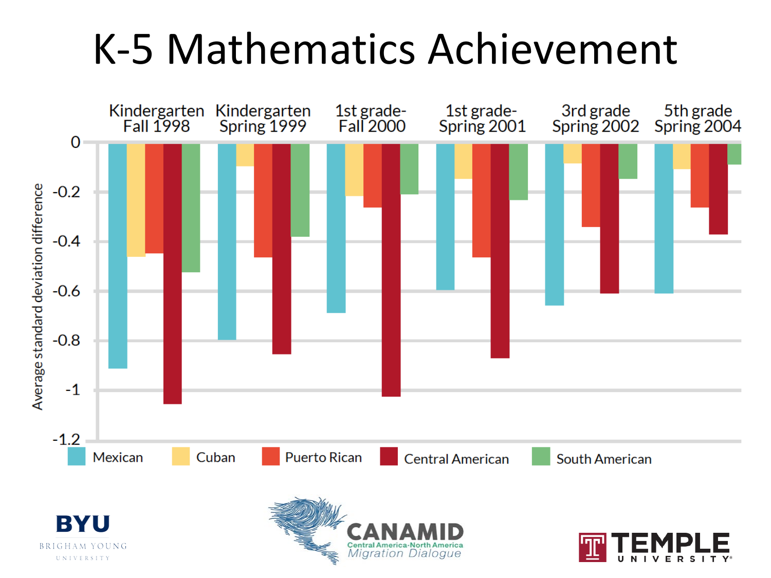# K-5 Mathematics Achievement

Average standard deviation difference

| | Kindergarten Fall 1998 | Kindergarten Spring 1999 | 1st grade- Fall 2000 | 1st grade- Spring 2001 | 3rd grade Spring 2002 | 5th grade Spring 2004 |
|---|---|---|---|---|---|---|
| Mexican | -0.91 | -0.79 | -0.68 | -0.59 | -0.65 | -0.60 |
| Cuban | -0.45 | -0.09 | -0.21 | -0.14 | -0.08 | -0.10 |
| Puerto Rican | -0.44 | -0.46 | -0.26 | -0.46 | -0.33 | -0.26 |
| Central American | -1.05 | -0.85 | -1.02 | -0.87 | -0.60 | -0.37 |
| South American | -0.52 | -0.38 | -0.20 | -0.23 | -0.14 | -0.08 |

BYU BRIGHAM YOUNG UNIVERSITY

CANAMID Central America-North America Migration Dialogue

TEMPLE UNIVERSITY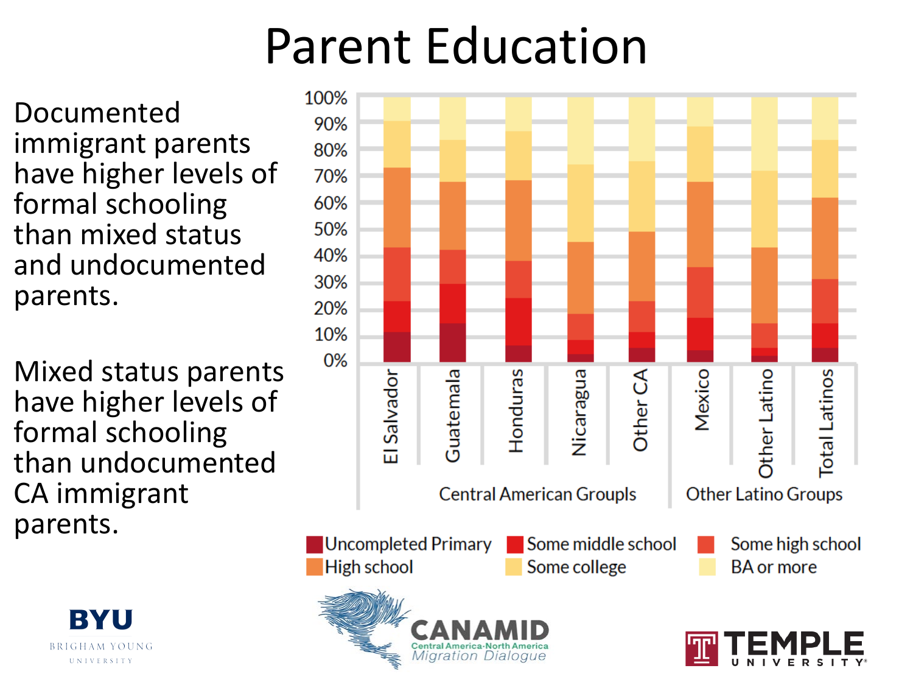# Parent Education

Documented immigrant parents have higher levels of formal schooling than mixed status and undocumented parents.

Mixed status parents have higher levels of formal schooling than undocumented CA immigrant parents.

100%
90%
80%
70%
60%
50%
40%
30%
20%
10%
0%

El Salvador | Guatemala | Honduras | Nicaragua | Other CA | Mexico | Other Latino | Total Latinos

Central American Groupls | Other Latino Groups

Uncompleted Primary | Some middle school | Some high school | High school | Some college | BA or more

BYU BRIGHAM YOUNG UNIVERSITY

CANAMID Central America-North America Migration Dialogue

TEMPLE UNIVERSITY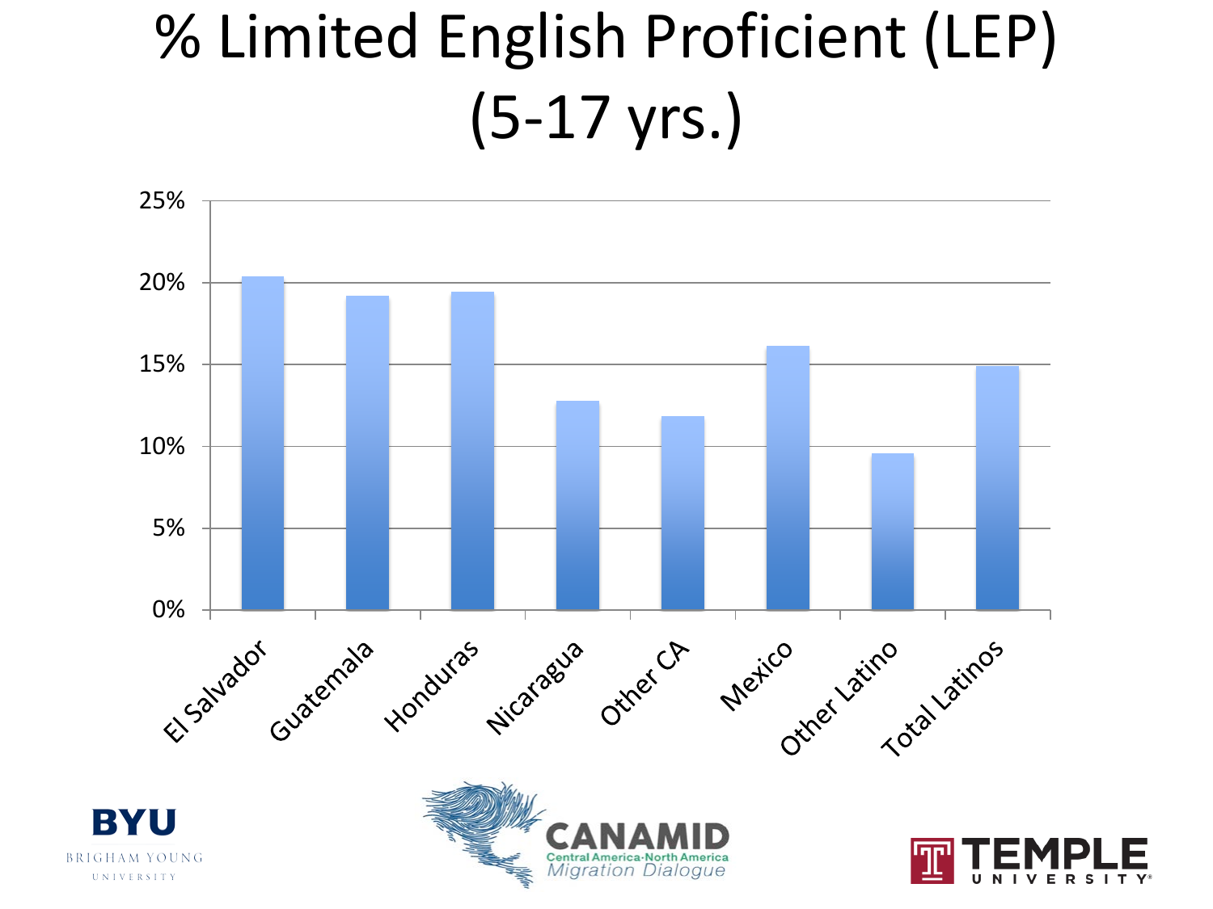# % Limited English Proficient (LEP) (5-17 yrs.)

| Group | % LEP |
|---|---|
| El Salvador | ~20.4% |
| Guatemala | ~19.2% |
| Honduras | ~19.4% |
| Nicaragua | ~12.8% |
| Other CA | ~11.8% |
| Mexico | ~16.1% |
| Other Latino | ~9.5% |
| Total Latinos | ~14.9% |

BYU Brigham Young University

CANAMID Central America-North America Migration Dialogue

Temple University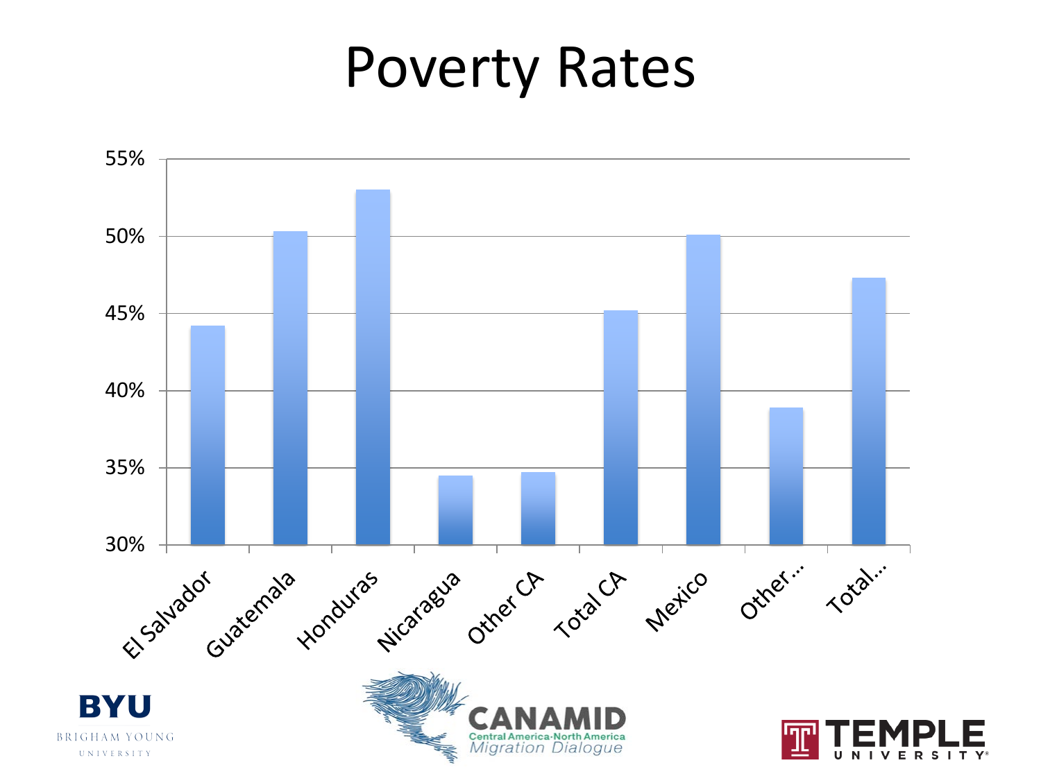# Poverty Rates

| | Poverty Rate |
| --- | --- |
| El Salvador | 44% |
| Guatemala | 50% |
| Honduras | 53% |
| Nicaragua | 34.5% |
| Other CA | 35% |
| Total CA | 45% |
| Mexico | 50% |
| Other... | 39% |
| Total... | 47% |

*Values are approximate readings from the chart's 30%–55% axis.*

BYU BRIGHAM YOUNG UNIVERSITY

CANAMID Central America-North America Migration Dialogue

TEMPLE UNIVERSITY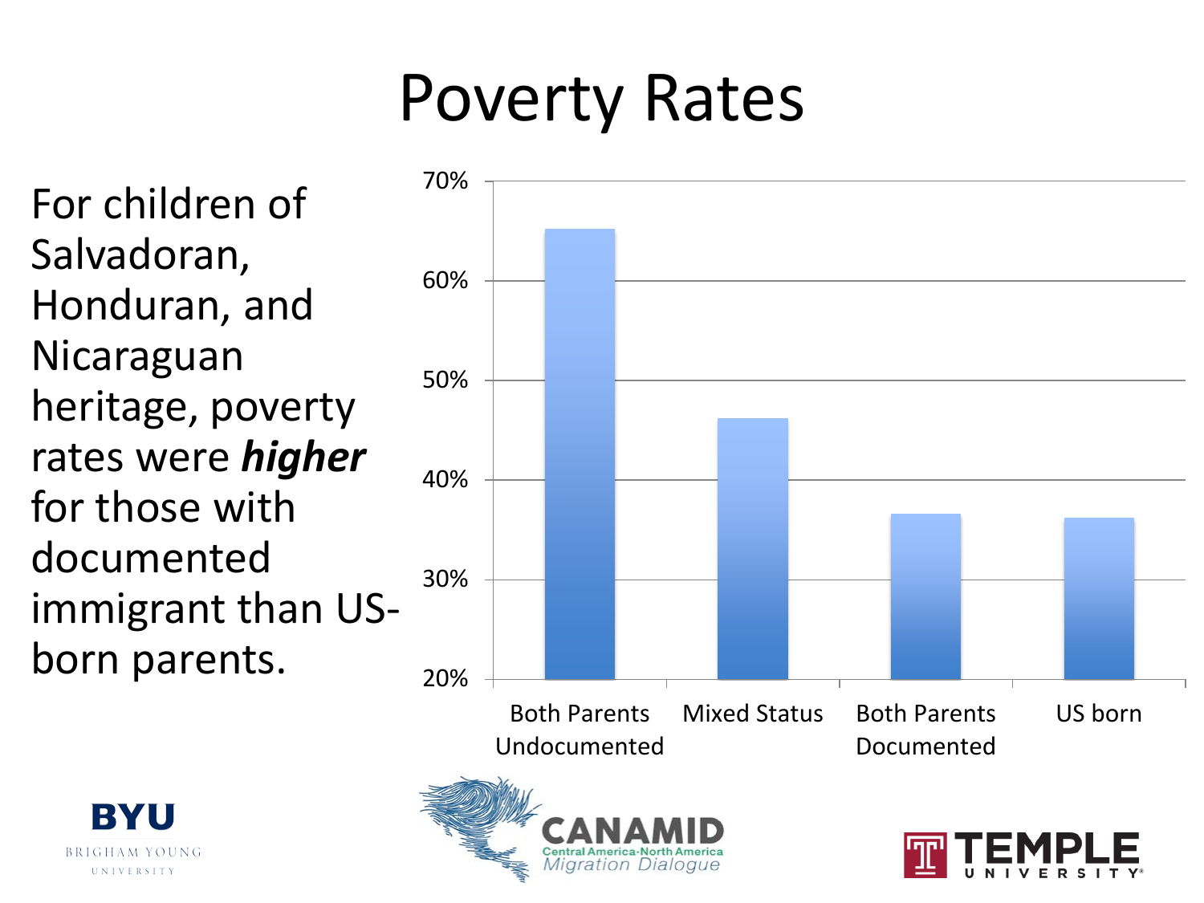# Poverty Rates

For children of Salvadoran, Honduran, and Nicaraguan heritage, poverty rates were ***higher*** for those with documented immigrant than US-born parents.

70%
60%
50%
40%
30%
20%

Both Parents Undocumented | Mixed Status | Both Parents Documented | US born

BYU BRIGHAM YOUNG UNIVERSITY

CANAMID Central America-North America Migration Dialogue

TEMPLE UNIVERSITY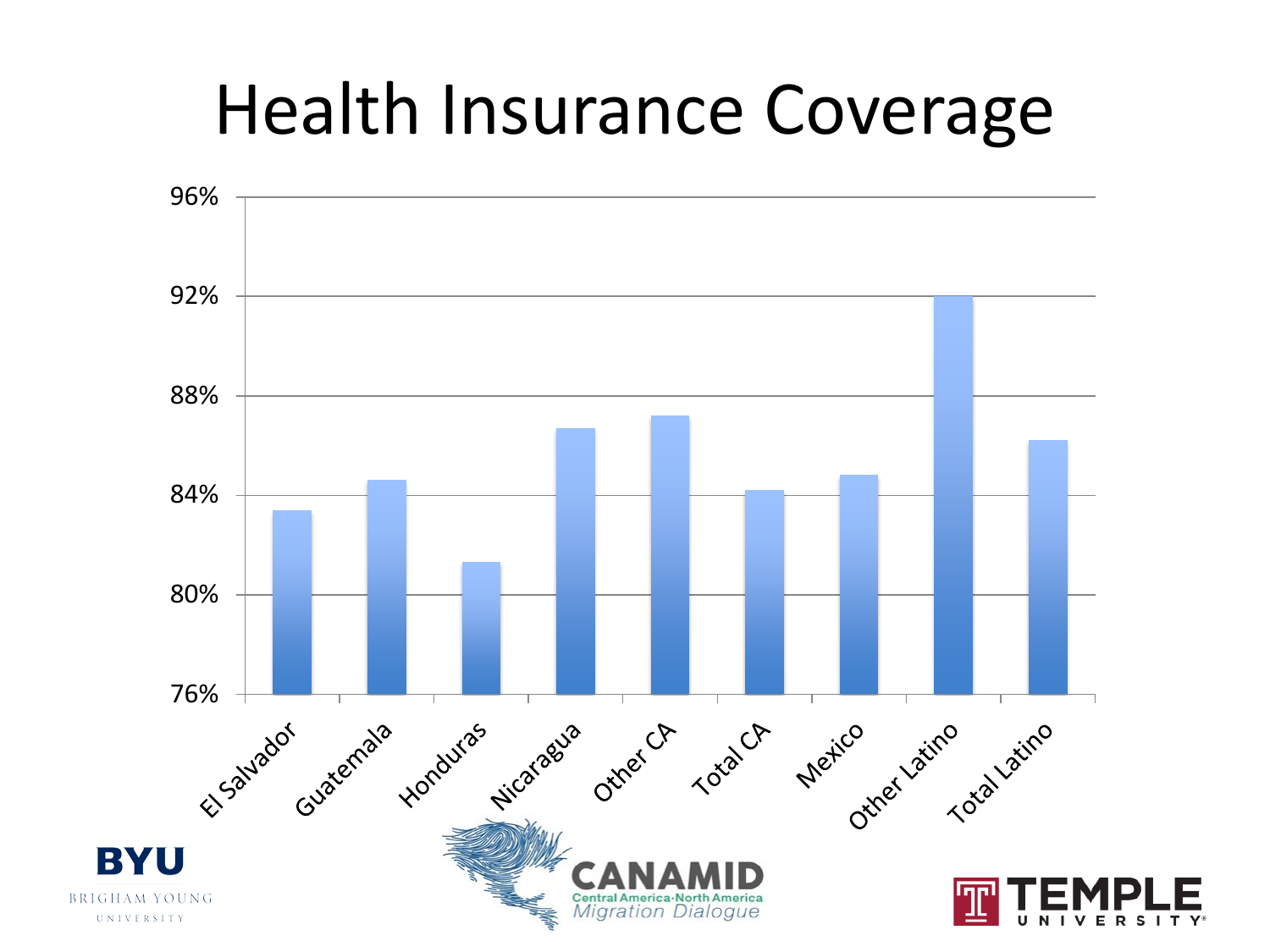# Health Insurance Coverage

| | Coverage |
|---|---|
| El Salvador | ~83.4% |
| Guatemala | ~84.6% |
| Honduras | ~81.3% |
| Nicaragua | ~86.7% |
| Other CA | ~87.2% |
| Total CA | ~84.2% |
| Mexico | ~84.8% |
| Other Latino | ~92% |
| Total Latino | ~86.2% |

*Approximate values read from bar chart (y-axis 76%–96%).*

BYU BRIGHAM YOUNG UNIVERSITY

CANAMID Central America-North America Migration Dialogue

TEMPLE UNIVERSITY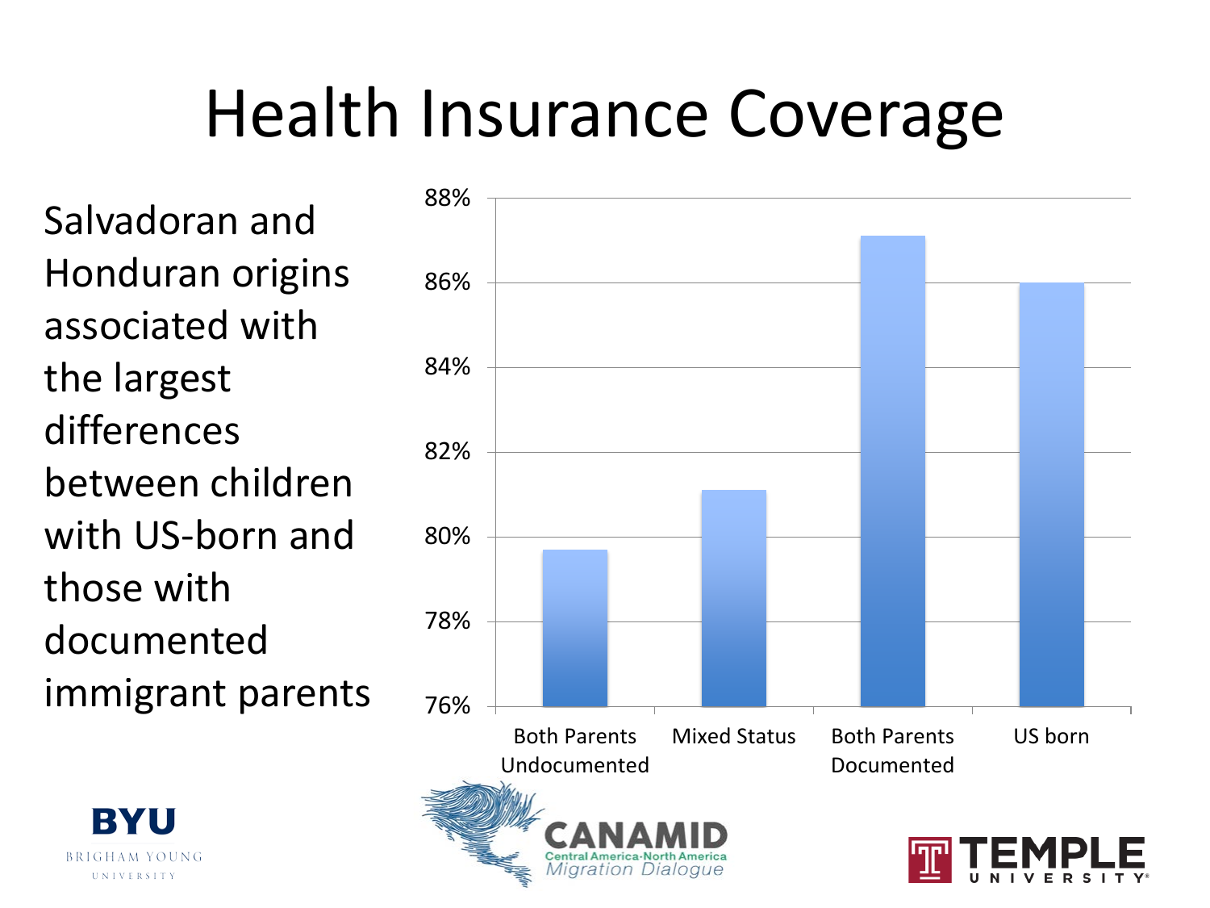# Health Insurance Coverage

Salvadoran and Honduran origins associated with the largest differences between children with US-born and those with documented immigrant parents

88%
86%
84%
82%
80%
78%
76%

Both Parents Undocumented | Mixed Status | Both Parents Documented | US born

BYU BRIGHAM YOUNG UNIVERSITY

CANAMID Central America-North America Migration Dialogue

TEMPLE UNIVERSITY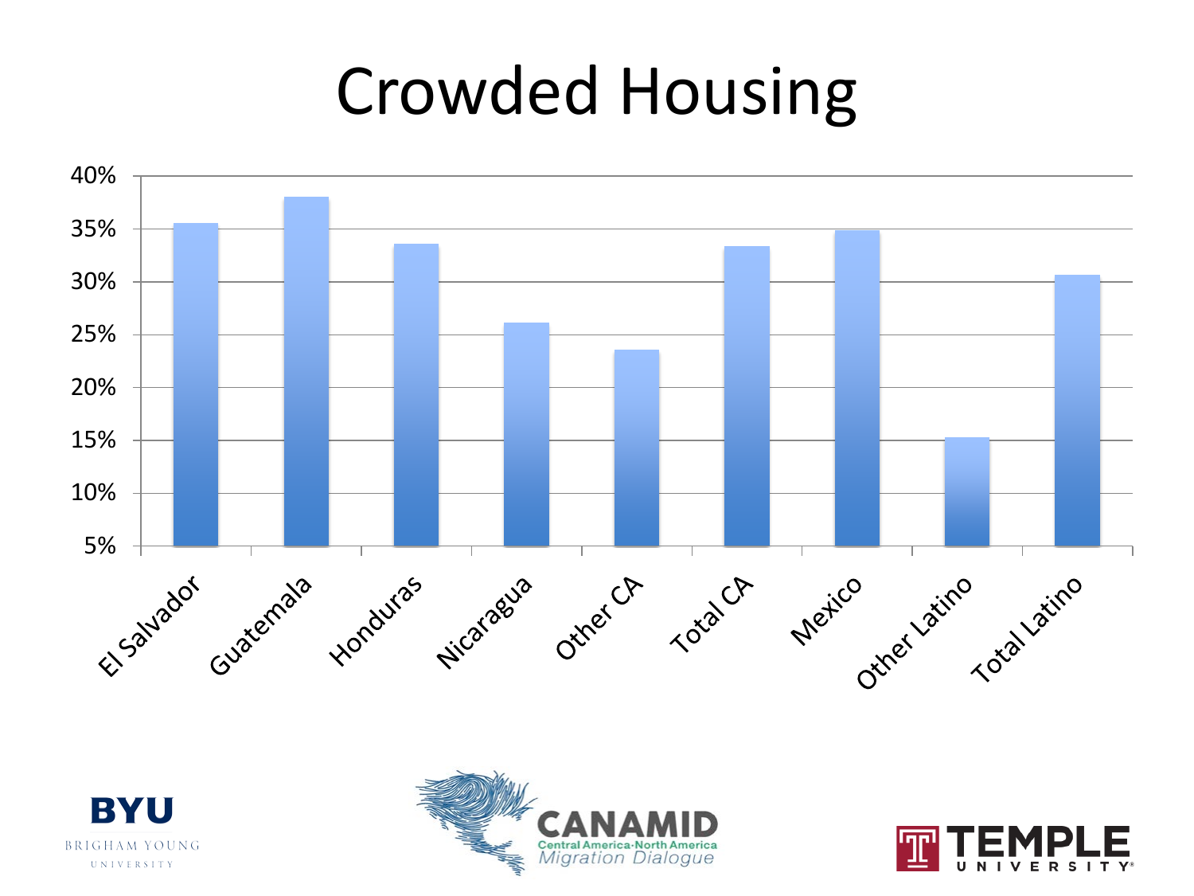# Crowded Housing

40%
35%
30%
25%
20%
15%
10%
5%

El Salvador
Guatemala
Honduras
Nicaragua
Other CA
Total CA
Mexico
Other Latino
Total Latino

BYU
BRIGHAM YOUNG
UNIVERSITY

CANAMID
Central America-North America
Migration Dialogue

TEMPLE
UNIVERSITY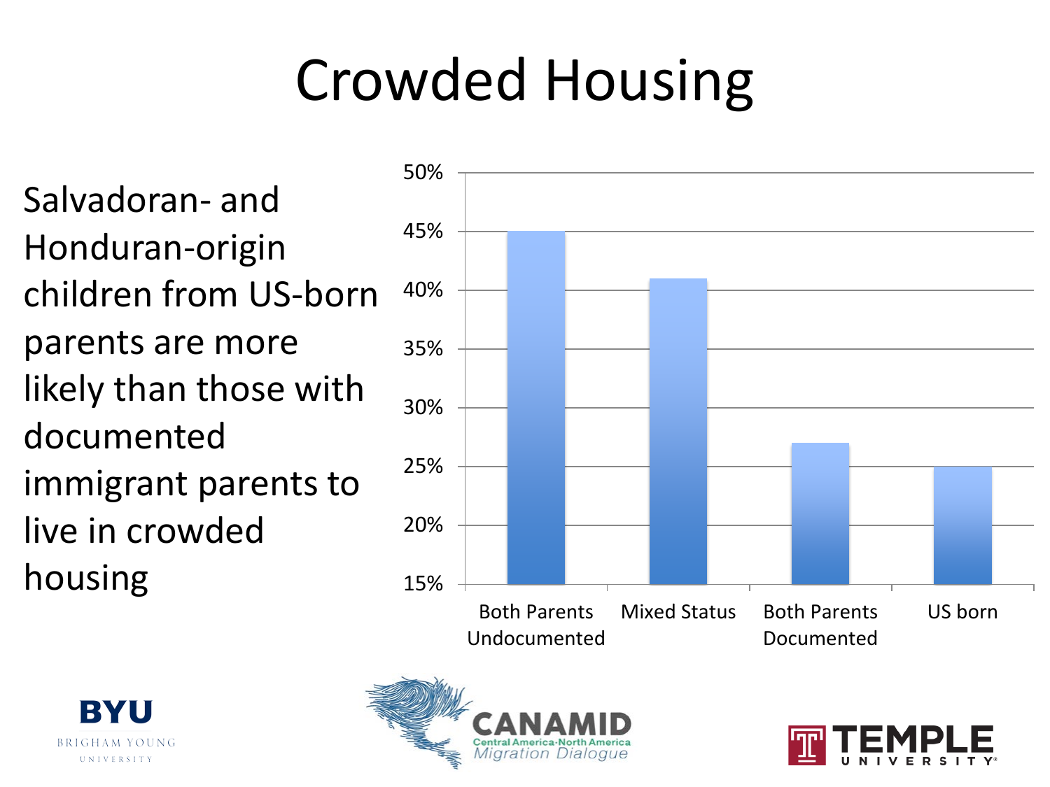# Crowded Housing

Salvadoran- and Honduran-origin children from US-born parents are more likely than those with documented immigrant parents to live in crowded housing

| Category | Percent |
| --- | --- |
| Both Parents Undocumented | 45% |
| Mixed Status | 41% |
| Both Parents Documented | 27% |
| US born | 25% |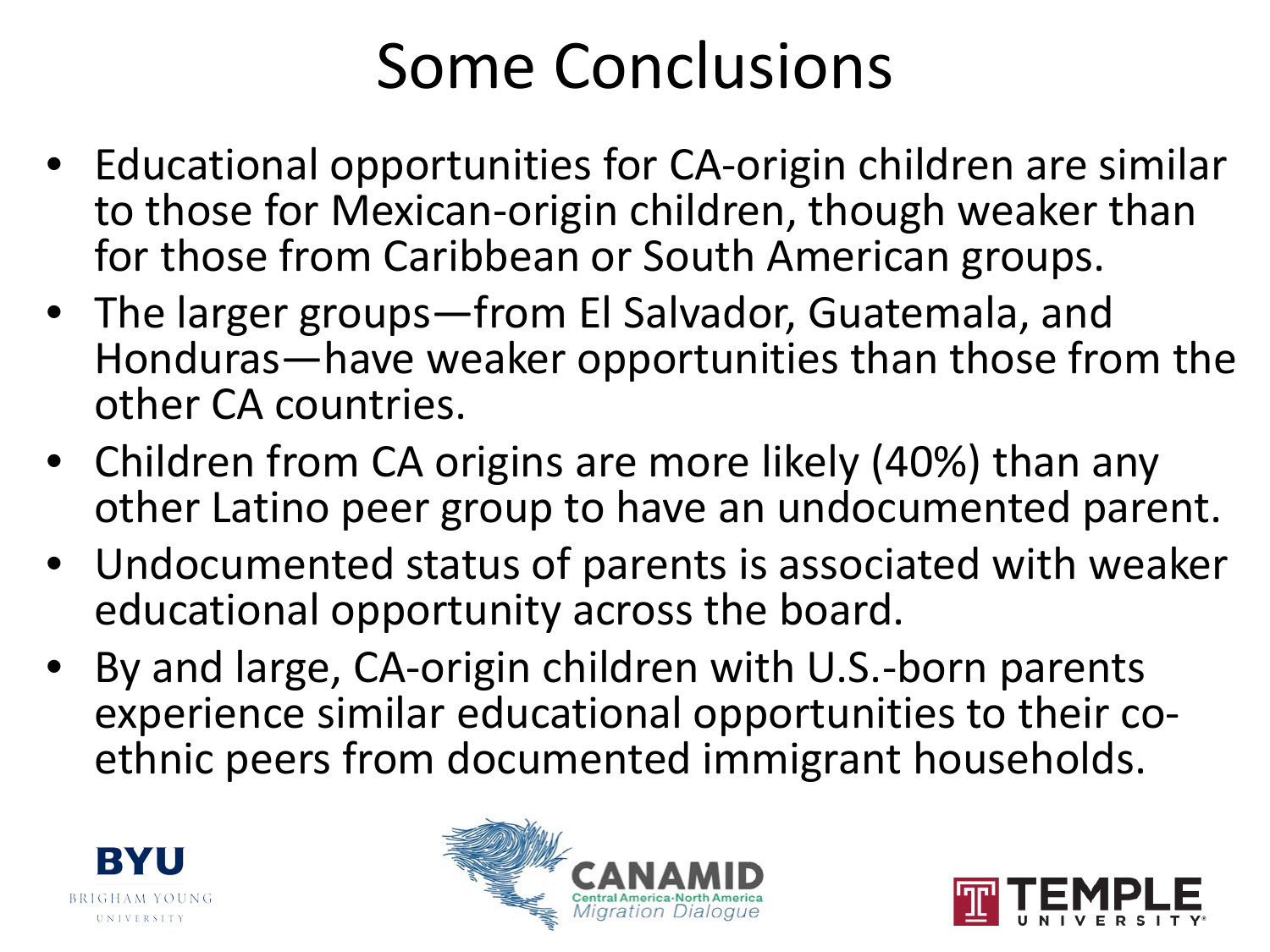# Some Conclusions

- Educational opportunities for CA-origin children are similar to those for Mexican-origin children, though weaker than for those from Caribbean or South American groups.
- The larger groups—from El Salvador, Guatemala, and Honduras—have weaker opportunities than those from the other CA countries.
- Children from CA origins are more likely (40%) than any other Latino peer group to have an undocumented parent.
- Undocumented status of parents is associated with weaker educational opportunity across the board.
- By and large, CA-origin children with U.S.-born parents experience similar educational opportunities to their co-ethnic peers from documented immigrant households.

BYU BRIGHAM YOUNG UNIVERSITY

CANAMID Central America-North America Migration Dialogue

TEMPLE UNIVERSITY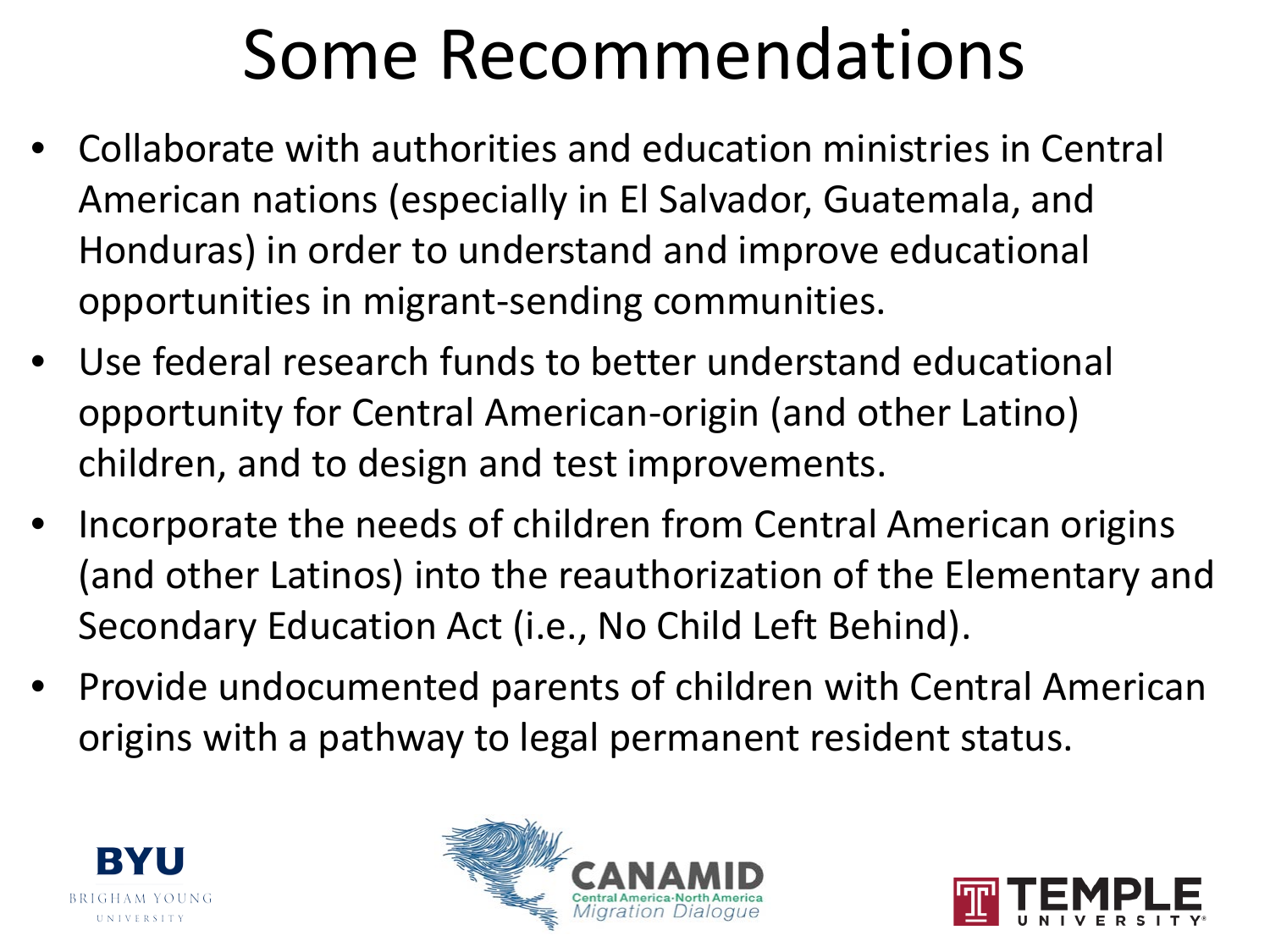# Some Recommendations

- Collaborate with authorities and education ministries in Central American nations (especially in El Salvador, Guatemala, and Honduras) in order to understand and improve educational opportunities in migrant-sending communities.
- Use federal research funds to better understand educational opportunity for Central American-origin (and other Latino) children, and to design and test improvements.
- Incorporate the needs of children from Central American origins (and other Latinos) into the reauthorization of the Elementary and Secondary Education Act (i.e., No Child Left Behind).
- Provide undocumented parents of children with Central American origins with a pathway to legal permanent resident status.

BYU BRIGHAM YOUNG UNIVERSITY

CANAMID Central America-North America Migration Dialogue

TEMPLE UNIVERSITY